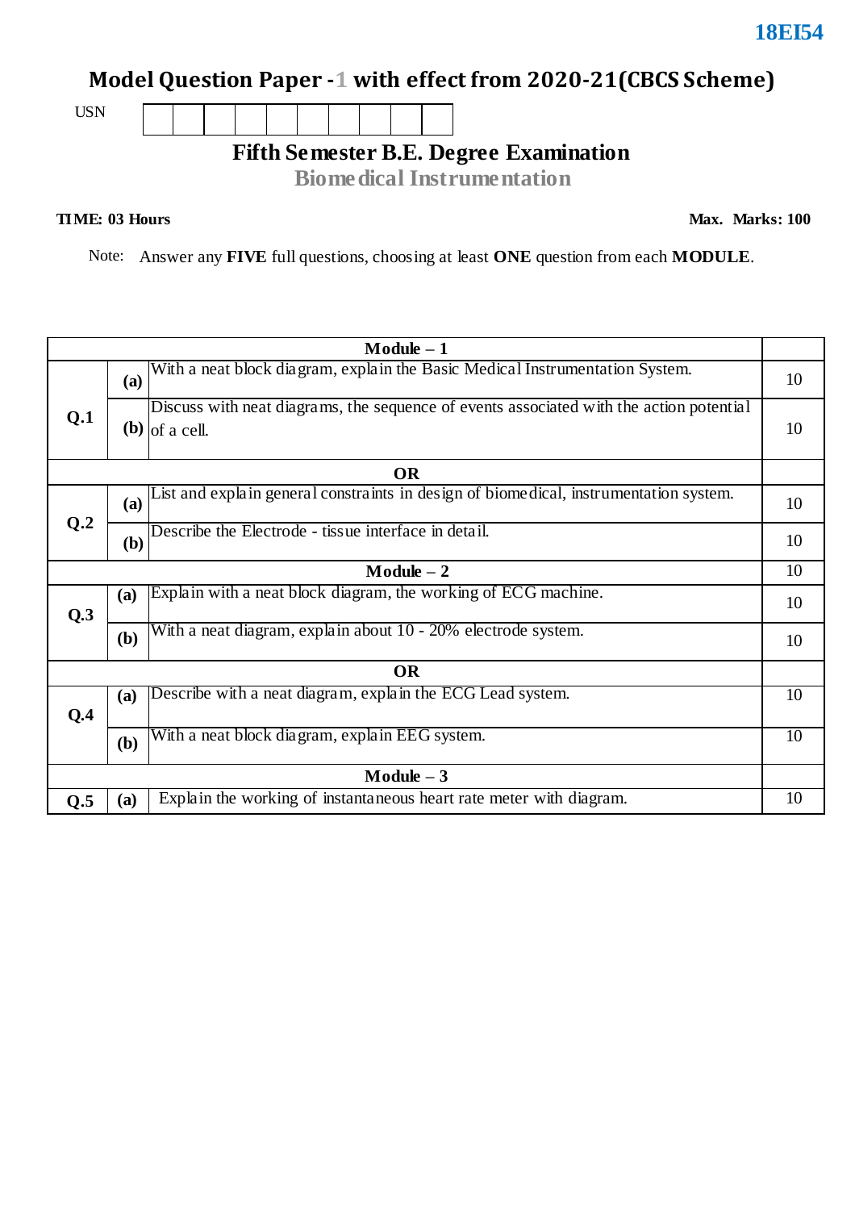**18EI54**

# Model Question Paper - 1 with effect from 2020-21(CBCS Scheme)

USN | | | | | | | | | | |

## Fifth Semester B.E. Degree Examination

## Biomedical Instrumentation

**TIME: 03 Hours** **Max. Marks: 100**

Note: Answer any **FIVE** full questions, choosing at least **ONE** question from each **MODULE**.

| | | **Module – 1** | |
|---|---|---|---|
| **Q.1** | **(a)** | With a neat block diagram, explain the Basic Medical Instrumentation System. | 10 |
| | **(b)** | Discuss with neat diagrams, the sequence of events associated with the action potential of a cell. | 10 |
| | | **OR** | |
| **Q.2** | **(a)** | List and explain general constraints in design of biomedical, instrumentation system. | 10 |
| | **(b)** | Describe the Electrode - tissue interface in detail. | 10 |
| | | **Module – 2** | 10 |
| **Q.3** | **(a)** | Explain with a neat block diagram, the working of ECG machine. | 10 |
| | **(b)** | With a neat diagram, explain about 10 - 20% electrode system. | 10 |
| | | **OR** | |
| **Q.4** | **(a)** | Describe with a neat diagram, explain the ECG Lead system. | 10 |
| | **(b)** | With a neat block diagram, explain EEG system. | 10 |
| | | **Module – 3** | |
| **Q.5** | **(a)** | Explain the working of instantaneous heart rate meter with diagram. | 10 |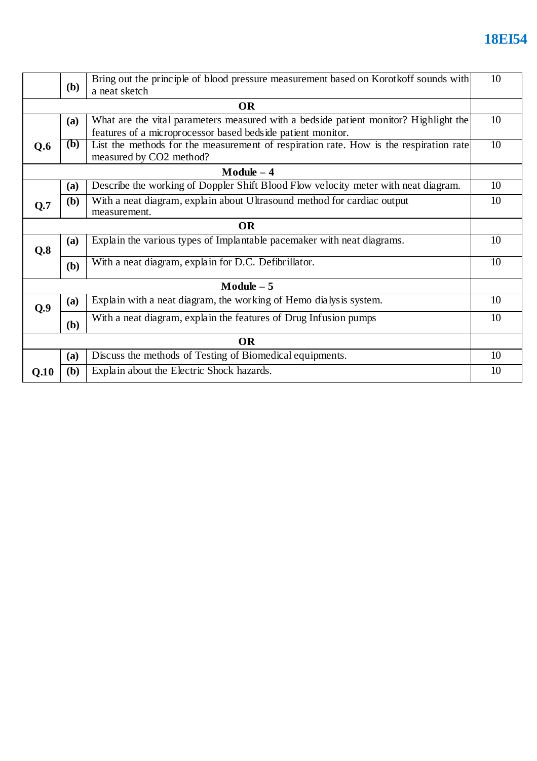| | | | |
|---|---|---|---|
| | **(b)** | Bring out the principle of blood pressure measurement based on Korotkoff sounds with a neat sketch | 10 |
| | | **OR** | |
| **Q.6** | **(a)** | What are the vital parameters measured with a bedside patient monitor? Highlight the features of a microprocessor based bedside patient monitor. | 10 |
| | **(b)** | List the methods for the measurement of respiration rate. How is the respiration rate measured by CO2 method? | 10 |
| | | **Module – 4** | |
| **Q.7** | **(a)** | Describe the working of Doppler Shift Blood Flow velocity meter with neat diagram. | 10 |
| | **(b)** | With a neat diagram, explain about Ultrasound method for cardiac output measurement. | 10 |
| | | **OR** | |
| **Q.8** | **(a)** | Explain the various types of Implantable pacemaker with neat diagrams. | 10 |
| | **(b)** | With a neat diagram, explain for D.C. Defibrillator. | 10 |
| | | **Module – 5** | |
| **Q.9** | **(a)** | Explain with a neat diagram, the working of Hemo dialysis system. | 10 |
| | **(b)** | With a neat diagram, explain the features of Drug Infusion pumps | 10 |
| | | **OR** | |
| **Q.10** | **(a)** | Discuss the methods of Testing of Biomedical equipments. | 10 |
| | **(b)** | Explain about the Electric Shock hazards. | 10 |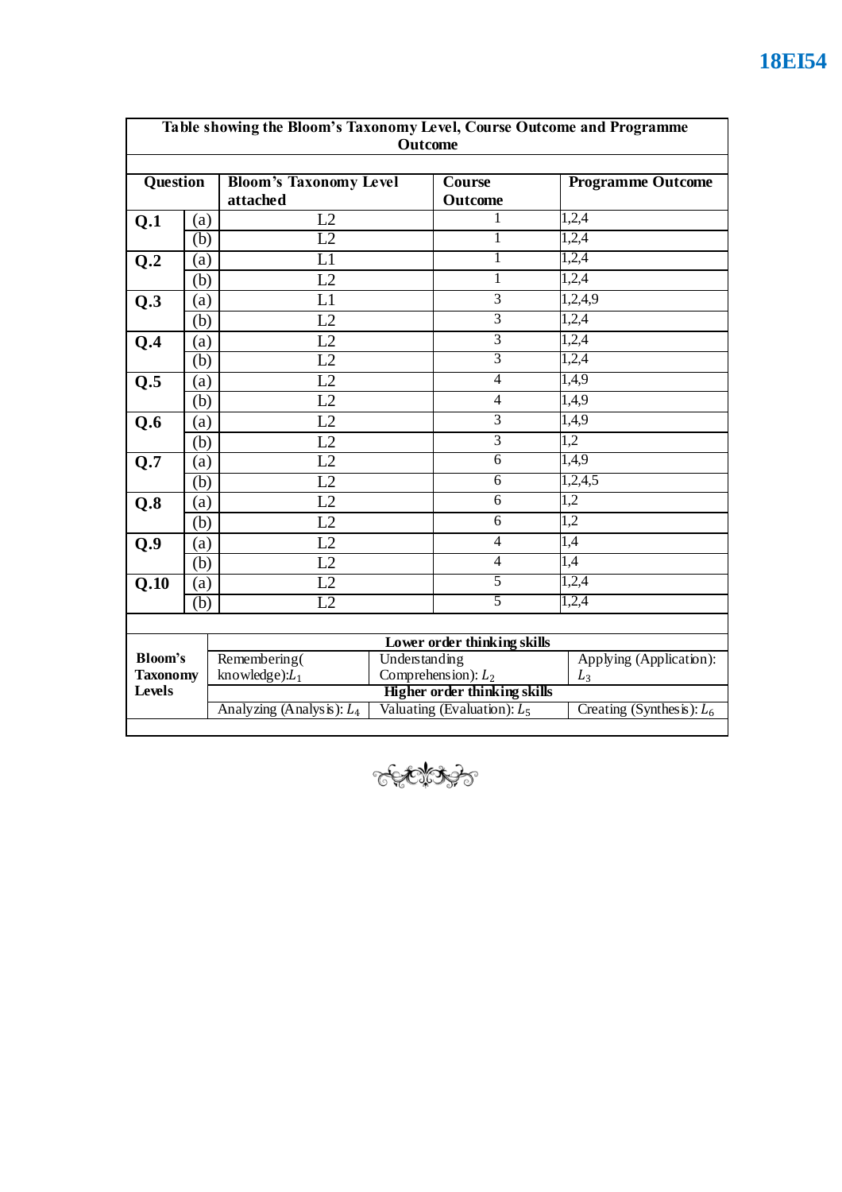**Table showing the Bloom's Taxonomy Level, Course Outcome and Programme Outcome**

| Question | | Bloom's Taxonomy Level attached | Course Outcome | Programme Outcome |
|---|---|---|---|---|
| **Q.1** | (a) | L2 | 1 | 1,2,4 |
| | (b) | L2 | 1 | 1,2,4 |
| **Q.2** | (a) | L1 | 1 | 1,2,4 |
| | (b) | L2 | 1 | 1,2,4 |
| **Q.3** | (a) | L1 | 3 | 1,2,4,9 |
| | (b) | L2 | 3 | 1,2,4 |
| **Q.4** | (a) | L2 | 3 | 1,2,4 |
| | (b) | L2 | 3 | 1,2,4 |
| **Q.5** | (a) | L2 | 4 | 1,4,9 |
| | (b) | L2 | 4 | 1,4,9 |
| **Q.6** | (a) | L2 | 3 | 1,4,9 |
| | (b) | L2 | 3 | 1,2 |
| **Q.7** | (a) | L2 | 6 | 1,4,9 |
| | (b) | L2 | 6 | 1,2,4,5 |
| **Q.8** | (a) | L2 | 6 | 1,2 |
| | (b) | L2 | 6 | 1,2 |
| **Q.9** | (a) | L2 | 4 | 1,4 |
| | (b) | L2 | 4 | 1,4 |
| **Q.10** | (a) | L2 | 5 | 1,2,4 |
| | (b) | L2 | 5 | 1,2,4 |

| **Bloom's Taxonomy Levels** | **Lower order thinking skills** | | |
|---|---|---|---|
| | Remembering( knowledge): $L_1$ | Understanding Comprehension): $L_2$ | Applying (Application): $L_3$ |
| | **Higher order thinking skills** | | |
| | Analyzing (Analysis): $L_4$ | Valuating (Evaluation): $L_5$ | Creating (Synthesis): $L_6$ |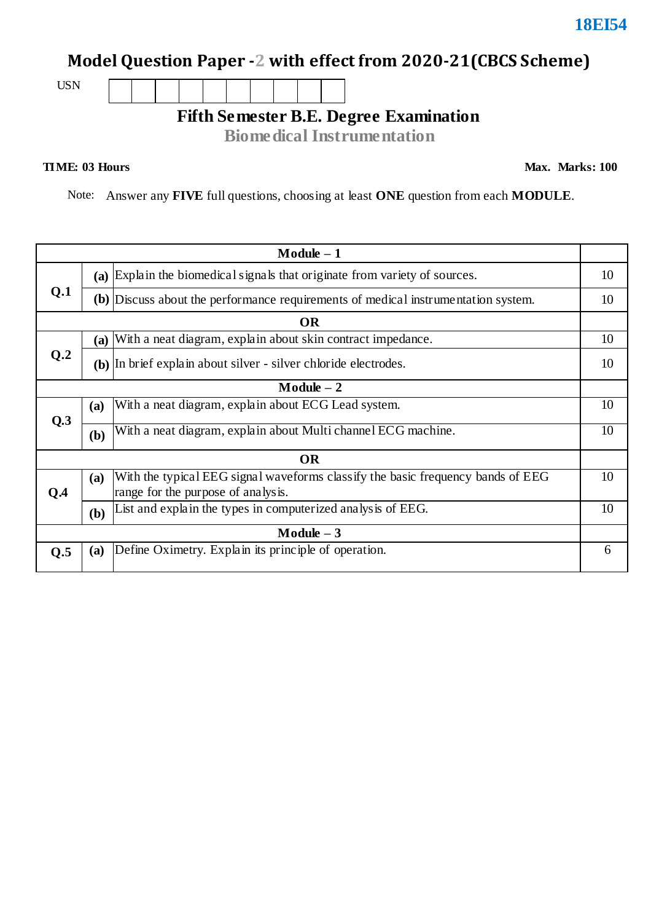**18EI54**

# Model Question Paper -2 with effect from 2020-21(CBCS Scheme)

USN | | | | | | | | | | |

## Fifth Semester B.E. Degree Examination

### Biomedical Instrumentation

**TIME: 03 Hours** **Max. Marks: 100**

Note: Answer any **FIVE** full questions, choosing at least **ONE** question from each **MODULE**.

| | | **Module – 1** | |
|---|---|---|---|
| **Q.1** | **(a)** | Explain the biomedical signals that originate from variety of sources. | 10 |
| | **(b)** | Discuss about the performance requirements of medical instrumentation system. | 10 |
| | | **OR** | |
| **Q.2** | **(a)** | With a neat diagram, explain about skin contract impedance. | 10 |
| | **(b)** | In brief explain about silver - silver chloride electrodes. | 10 |
| | | **Module – 2** | |
| **Q.3** | **(a)** | With a neat diagram, explain about ECG Lead system. | 10 |
| | **(b)** | With a neat diagram, explain about Multi channel ECG machine. | 10 |
| | | **OR** | |
| **Q.4** | **(a)** | With the typical EEG signal waveforms classify the basic frequency bands of EEG range for the purpose of analysis. | 10 |
| | **(b)** | List and explain the types in computerized analysis of EEG. | 10 |
| | | **Module – 3** | |
| **Q.5** | **(a)** | Define Oximetry. Explain its principle of operation. | 6 |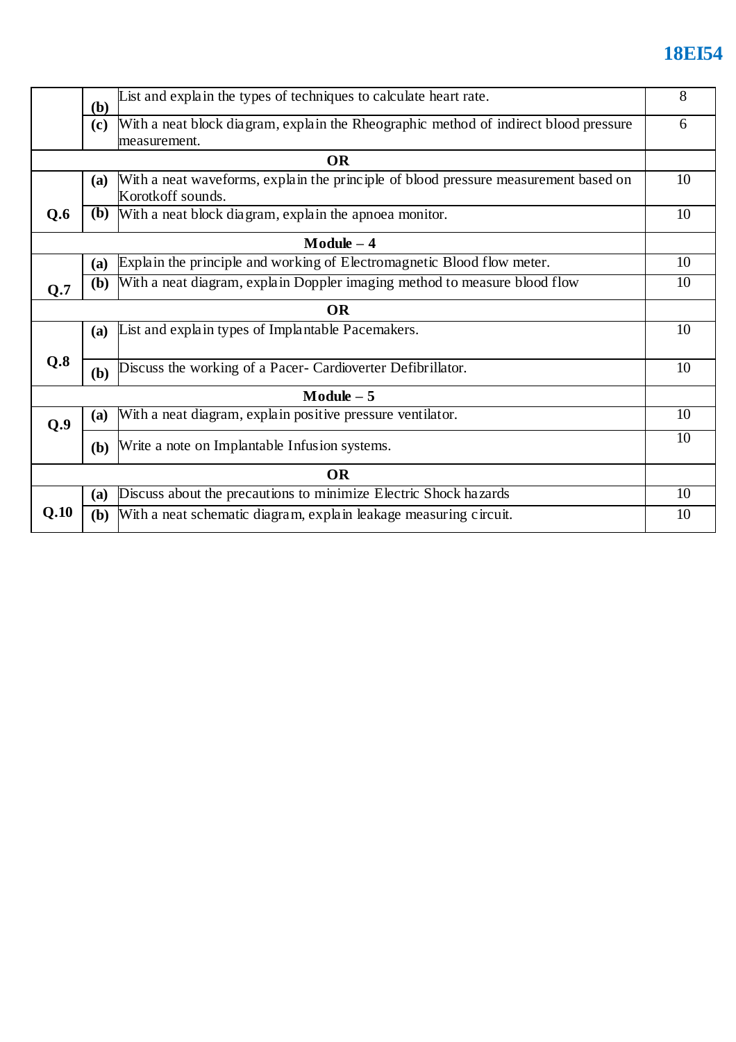| | | | |
|---|---|---|---|
| | (b) | List and explain the types of techniques to calculate heart rate. | 8 |
| | (c) | With a neat block diagram, explain the Rheographic method of indirect blood pressure measurement. | 6 |
| | | **OR** | |
| Q.6 | (a) | With a neat waveforms, explain the principle of blood pressure measurement based on Korotkoff sounds. | 10 |
| | (b) | With a neat block diagram, explain the apnoea monitor. | 10 |
| | | **Module – 4** | |
| Q.7 | (a) | Explain the principle and working of Electromagnetic Blood flow meter. | 10 |
| | (b) | With a neat diagram, explain Doppler imaging method to measure blood flow | 10 |
| | | **OR** | |
| Q.8 | (a) | List and explain types of Implantable Pacemakers. | 10 |
| | (b) | Discuss the working of a Pacer- Cardioverter Defibrillator. | 10 |
| | | **Module – 5** | |
| Q.9 | (a) | With a neat diagram, explain positive pressure ventilator. | 10 |
| | (b) | Write a note on Implantable Infusion systems. | 10 |
| | | **OR** | |
| Q.10 | (a) | Discuss about the precautions to minimize Electric Shock hazards | 10 |
| | (b) | With a neat schematic diagram, explain leakage measuring circuit. | 10 |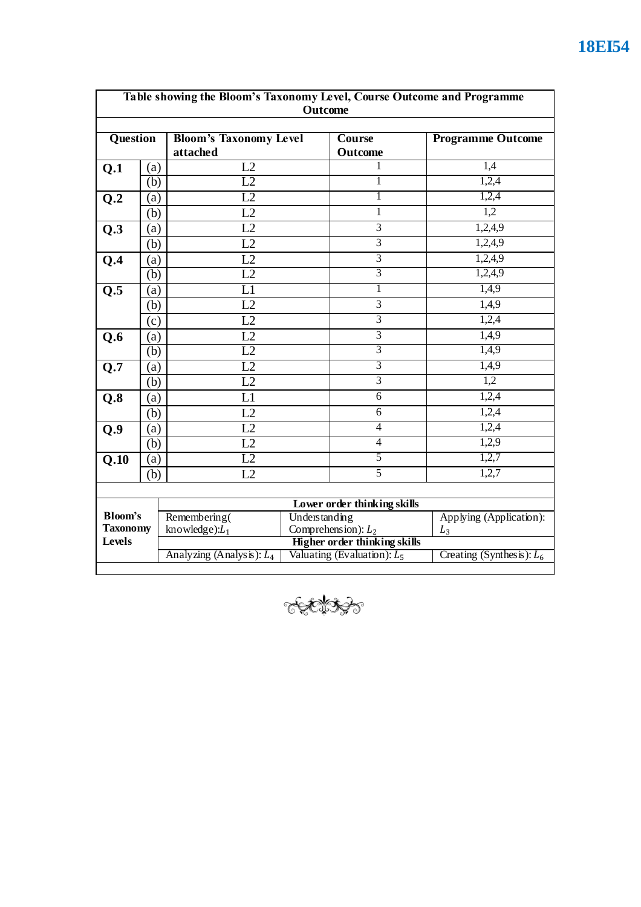**Table showing the Bloom's Taxonomy Level, Course Outcome and Programme Outcome**

| Question | | Bloom's Taxonomy Level attached | Course Outcome | Programme Outcome |
|---|---|---|---|---|
| **Q.1** | (a) | L2 | 1 | 1,4 |
| | (b) | L2 | 1 | 1,2,4 |
| **Q.2** | (a) | L2 | 1 | 1,2,4 |
| | (b) | L2 | 1 | 1,2 |
| **Q.3** | (a) | L2 | 3 | 1,2,4,9 |
| | (b) | L2 | 3 | 1,2,4,9 |
| **Q.4** | (a) | L2 | 3 | 1,2,4,9 |
| | (b) | L2 | 3 | 1,2,4,9 |
| **Q.5** | (a) | L1 | 1 | 1,4,9 |
| | (b) | L2 | 3 | 1,4,9 |
| | (c) | L2 | 3 | 1,2,4 |
| **Q.6** | (a) | L2 | 3 | 1,4,9 |
| | (b) | L2 | 3 | 1,4,9 |
| **Q.7** | (a) | L2 | 3 | 1,4,9 |
| | (b) | L2 | 3 | 1,2 |
| **Q.8** | (a) | L1 | 6 | 1,2,4 |
| | (b) | L2 | 6 | 1,2,4 |
| **Q.9** | (a) | L2 | 4 | 1,2,4 |
| | (b) | L2 | 4 | 1,2,9 |
| **Q.10** | (a) | L2 | 5 | 1,2,7 |
| | (b) | L2 | 5 | 1,2,7 |

| | | | |
|---|---|---|---|
| **Bloom's Taxonomy Levels** | **Lower order thinking skills** | | |
| | Remembering( knowledge): $L_1$ | Understanding Comprehension): $L_2$ | Applying (Application): $L_3$ |
| | **Higher order thinking skills** | | |
| | Analyzing (Analysis): $L_4$ | Valuating (Evaluation): $L_5$ | Creating (Synthesis): $L_6$ |